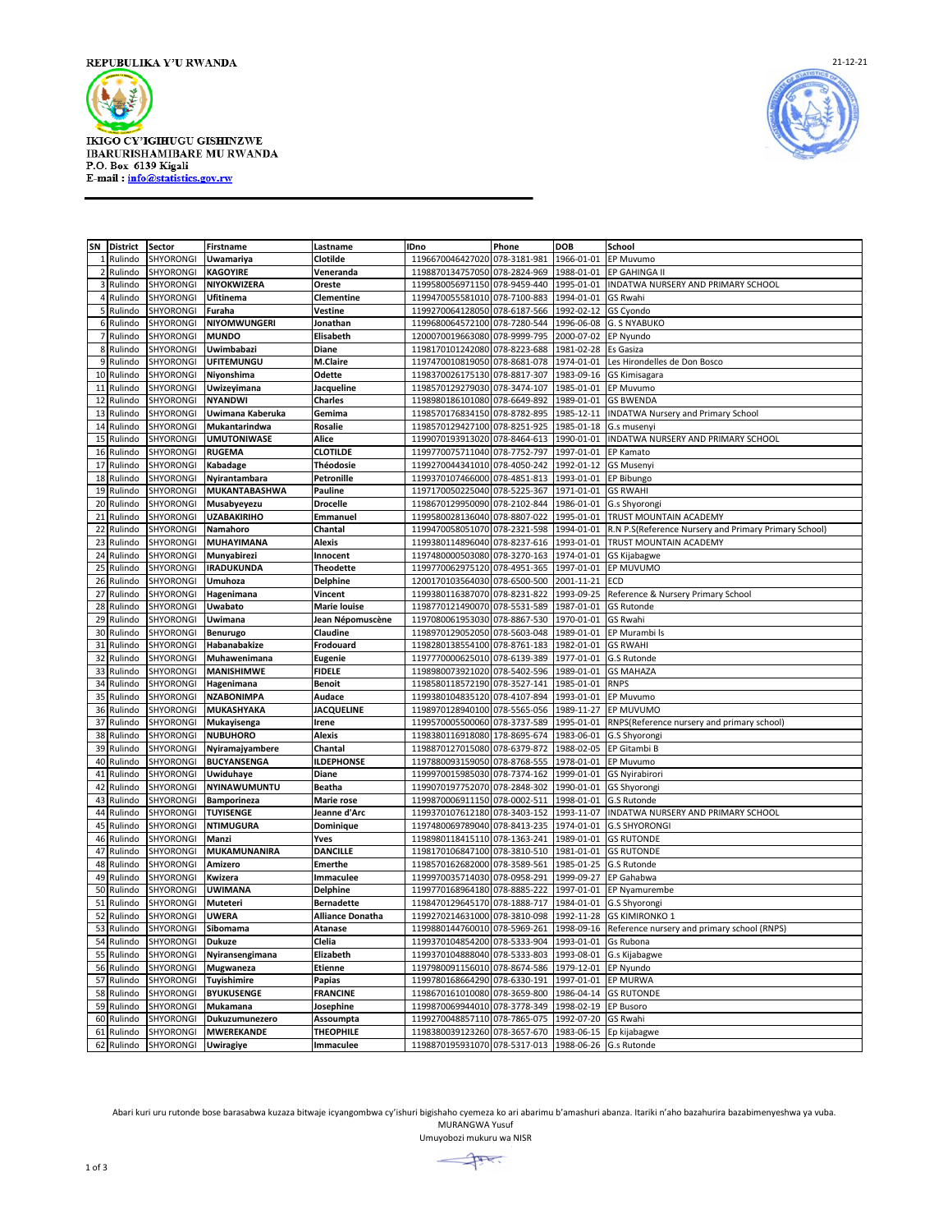REPUBULIKA Y'U RWANDA

21-12-21

IKIGO CY'IGIHUGU GISHINZWE
IBARURISHAMIBARE MU RWANDA
P.O. Box 6139 Kigali
E-mail : info@statistics.gov.rw

| SN | District | Sector | Firstname | Lastname | IDno | Phone | DOB | School |
|---|---|---|---|---|---|---|---|---|
| 1 | Rulindo | SHYORONGI | Uwamariya | Clotilde | 1196670046427020 | 078-3181-981 | 1966-01-01 | EP Muvumo |
| 2 | Rulindo | SHYORONGI | KAGOYIRE | Veneranda | 1198870134757050 | 078-2824-969 | 1988-01-01 | EP GAHINGA II |
| 3 | Rulindo | SHYORONGI | NIYOKWIZERA | Oreste | 1199580056971150 | 078-9459-440 | 1995-01-01 | INDATWA NURSERY AND PRIMARY SCHOOL |
| 4 | Rulindo | SHYORONGI | Ufitinema | Clementine | 1199470055581010 | 078-7100-883 | 1994-01-01 | GS Rwahi |
| 5 | Rulindo | SHYORONGI | Furaha | Vestine | 1199270064128050 | 078-6187-566 | 1992-02-12 | GS Cyondo |
| 6 | Rulindo | SHYORONGI | NIYOMWUNGERI | Jonathan | 1199680064572100 | 078-7280-544 | 1996-06-08 | G. S NYABUKO |
| 7 | Rulindo | SHYORONGI | MUNDO | Elisabeth | 1200070019663080 | 078-9999-795 | 2000-07-02 | EP Nyundo |
| 8 | Rulindo | SHYORONGI | Uwimbabazi | Diane | 1198170101242080 | 078-8223-688 | 1981-02-28 | Es Gasiza |
| 9 | Rulindo | SHYORONGI | UFITEMUNGU | M.Claire | 1197470010819050 | 078-8681-078 | 1974-01-01 | Les Hirondelles de Don Bosco |
| 10 | Rulindo | SHYORONGI | Niyonshima | Odette | 1198370026175130 | 078-8817-307 | 1983-09-16 | GS Kimisagara |
| 11 | Rulindo | SHYORONGI | Uwizeyimana | Jacqueline | 1198570129279030 | 078-3474-107 | 1985-01-01 | EP Muvumo |
| 12 | Rulindo | SHYORONGI | NYANDWI | Charles | 1198980186101080 | 078-6649-892 | 1989-01-01 | GS BWENDA |
| 13 | Rulindo | SHYORONGI | Uwimana Kaberuka | Gemima | 1198570176834150 | 078-8782-895 | 1985-12-11 | INDATWA Nursery and Primary School |
| 14 | Rulindo | SHYORONGI | Mukantarindwa | Rosalie | 1198570129427100 | 078-8251-925 | 1985-01-18 | G.s musenyi |
| 15 | Rulindo | SHYORONGI | UMUTONIWASE | Alice | 1199070193913020 | 078-8464-613 | 1990-01-01 | INDATWA NURSERY AND PRIMARY SCHOOL |
| 16 | Rulindo | SHYORONGI | RUGEMA | CLOTILDE | 1199770075711040 | 078-7752-797 | 1997-01-01 | EP Kamato |
| 17 | Rulindo | SHYORONGI | Kabadage | Théodosie | 1199270044341010 | 078-4050-242 | 1992-01-12 | GS Musenyi |
| 18 | Rulindo | SHYORONGI | Nyirantambara | Petronille | 1199370107466000 | 078-4851-813 | 1993-01-01 | EP Bibungo |
| 19 | Rulindo | SHYORONGI | MUKANTABASHWA | Pauline | 1197170050225040 | 078-5225-367 | 1971-01-01 | GS RWAHI |
| 20 | Rulindo | SHYORONGI | Musabyeyezu | Drocelle | 1198670129950090 | 078-2102-844 | 1986-01-01 | G.s Shyorongi |
| 21 | Rulindo | SHYORONGI | UZABAKIRIHO | Emmanuel | 1199580028136040 | 078-8807-022 | 1995-01-01 | TRUST MOUNTAIN ACADEMY |
| 22 | Rulindo | SHYORONGI | Namahoro | Chantal | 1199470058051070 | 078-2321-598 | 1994-01-01 | R.N P.S(Reference Nursery and Primary Primary School) |
| 23 | Rulindo | SHYORONGI | MUHAYIMANA | Alexis | 1199380114896040 | 078-8237-616 | 1993-01-01 | TRUST MOUNTAIN ACADEMY |
| 24 | Rulindo | SHYORONGI | Munyabirezi | Innocent | 1197480000503080 | 078-3270-163 | 1974-01-01 | GS Kijabagwe |
| 25 | Rulindo | SHYORONGI | IRADUKUNDA | Theodette | 1199770062975120 | 078-4951-365 | 1997-01-01 | EP MUVUMO |
| 26 | Rulindo | SHYORONGI | Umuhoza | Delphine | 1200170103564030 | 078-6500-500 | 2001-11-21 | ECD |
| 27 | Rulindo | SHYORONGI | Hagenimana | Vincent | 1199380116387070 | 078-8231-822 | 1993-09-25 | Reference & Nursery Primary School |
| 28 | Rulindo | SHYORONGI | Uwabato | Marie louise | 1198770121490070 | 078-5531-589 | 1987-01-01 | GS Rutonde |
| 29 | Rulindo | SHYORONGI | Uwimana | Jean Népomuscène | 1197080061953030 | 078-8867-530 | 1970-01-01 | GS Rwahi |
| 30 | Rulindo | SHYORONGI | Benurugo | Claudine | 1198970129052050 | 078-5603-048 | 1989-01-01 | EP Murambi Is |
| 31 | Rulindo | SHYORONGI | Habanabakize | Frodouard | 1198280138554100 | 078-8761-183 | 1982-01-01 | GS RWAHI |
| 32 | Rulindo | SHYORONGI | Muhawenimana | Eugenie | 1197770000625010 | 078-6139-389 | 1977-01-01 | G.S Rutonde |
| 33 | Rulindo | SHYORONGI | MANISHIMWE | FIDELE | 1198980073921020 | 078-5402-596 | 1989-01-01 | GS MAHAZA |
| 34 | Rulindo | SHYORONGI | Hagenimana | Benoit | 1198580118572190 | 078-3527-141 | 1985-01-01 | RNPS |
| 35 | Rulindo | SHYORONGI | NZABONIMPA | Audace | 1199380104835120 | 078-4107-894 | 1993-01-01 | EP Muvumo |
| 36 | Rulindo | SHYORONGI | MUKASHYAKA | JACQUELINE | 1198970128940100 | 078-5565-056 | 1989-11-27 | EP MUVUMO |
| 37 | Rulindo | SHYORONGI | Mukayisenga | Irene | 1199570005500060 | 078-3737-589 | 1995-01-01 | RNPS(Reference nursery and primary school) |
| 38 | Rulindo | SHYORONGI | NUBUHORO | Alexis | 1198380116918080 | 178-8695-674 | 1983-06-01 | G.S Shyorongi |
| 39 | Rulindo | SHYORONGI | Nyiramajyambere | Chantal | 1198870127015080 | 078-6379-872 | 1988-02-05 | EP Gitambi B |
| 40 | Rulindo | SHYORONGI | BUCYANSENGA | ILDEPHONSE | 1197880093159050 | 078-8768-555 | 1978-01-01 | EP Muvumo |
| 41 | Rulindo | SHYORONGI | Uwiduhaye | Diane | 1199970015985030 | 078-7374-162 | 1999-01-01 | GS Nyirabirori |
| 42 | Rulindo | SHYORONGI | NYINAWUMUNTU | Beatha | 1199070197752070 | 078-2848-302 | 1990-01-01 | GS Shyorongi |
| 43 | Rulindo | SHYORONGI | Bamporineza | Marie rose | 1199870006911150 | 078-0002-511 | 1998-01-01 | G.S Rutonde |
| 44 | Rulindo | SHYORONGI | TUYISENGE | Jeanne d'Arc | 1199370107612180 | 078-3403-152 | 1993-11-07 | INDATWA NURSERY AND PRIMARY SCHOOL |
| 45 | Rulindo | SHYORONGI | NTIMUGURA | Dominique | 1197480069789040 | 078-8413-235 | 1974-01-01 | G.S SHYORONGI |
| 46 | Rulindo | SHYORONGI | Manzi | Yves | 1198980118415110 | 078-1363-241 | 1989-01-01 | GS RUTONDE |
| 47 | Rulindo | SHYORONGI | MUKAMUNANIRA | DANCILLE | 1198170106847100 | 078-3810-510 | 1981-01-01 | GS RUTONDE |
| 48 | Rulindo | SHYORONGI | Amizero | Emerthe | 1198570162682000 | 078-3589-561 | 1985-01-25 | G.S Rutonde |
| 49 | Rulindo | SHYORONGI | Kwizera | Immaculee | 1199970035714030 | 078-0958-291 | 1999-09-27 | EP Gahabwa |
| 50 | Rulindo | SHYORONGI | UWIMANA | Delphine | 1199770168964180 | 078-8885-222 | 1997-01-01 | EP Nyamurembe |
| 51 | Rulindo | SHYORONGI | Muteteri | Bernadette | 1198470129645170 | 078-1888-717 | 1984-01-01 | G.S Shyorongi |
| 52 | Rulindo | SHYORONGI | UWERA | Alliance Donatha | 1199270214631000 | 078-3810-098 | 1992-11-28 | GS KIMIRONKO 1 |
| 53 | Rulindo | SHYORONGI | Sibomama | Atanase | 1199880144760010 | 078-5969-261 | 1998-09-16 | Reference nursery and primary school (RNPS) |
| 54 | Rulindo | SHYORONGI | Dukuze | Clelia | 1199370104854200 | 078-5333-904 | 1993-01-01 | Gs Rubona |
| 55 | Rulindo | SHYORONGI | Nyiransengimana | Elizabeth | 1199370104888040 | 078-5333-803 | 1993-08-01 | G.s Kijabagwe |
| 56 | Rulindo | SHYORONGI | Mugwaneza | Etienne | 1197980091156010 | 078-8674-586 | 1979-12-01 | EP Nyundo |
| 57 | Rulindo | SHYORONGI | Tuyishimire | Papias | 1199780166664290 | 078-6330-191 | 1997-01-01 | EP MURWA |
| 58 | Rulindo | SHYORONGI | BYUKUSENGE | FRANCINE | 1198670161010080 | 078-3659-800 | 1986-04-14 | GS RUTONDE |
| 59 | Rulindo | SHYORONGI | Mukamana | Josephine | 1199870069944010 | 078-3778-349 | 1998-02-19 | EP Busoro |
| 60 | Rulindo | SHYORONGI | Dukuzumunezero | Assoumpta | 1199270048857110 | 078-7865-075 | 1992-07-20 | GS Rwahi |
| 61 | Rulindo | SHYORONGI | MWEREKANDE | THEOPHILE | 1198380039123260 | 078-3657-670 | 1983-06-15 | Ep kijabagwe |
| 62 | Rulindo | SHYORONGI | Uwiragiye | Immaculee | 1198870195931070 | 078-5317-013 | 1988-06-26 | G.s Rutonde |

Abari kuri uru rutonde bose barasabwa kuzaza bitwaje icyangombwa cy'ishuri bigishaho cyemeza ko ari abarimu b'amashuri abanza. Itariki n'aho bazahurira bazabimenyeshwa ya vuba.

MURANGWA Yusuf

Umuyobozi mukuru wa NISR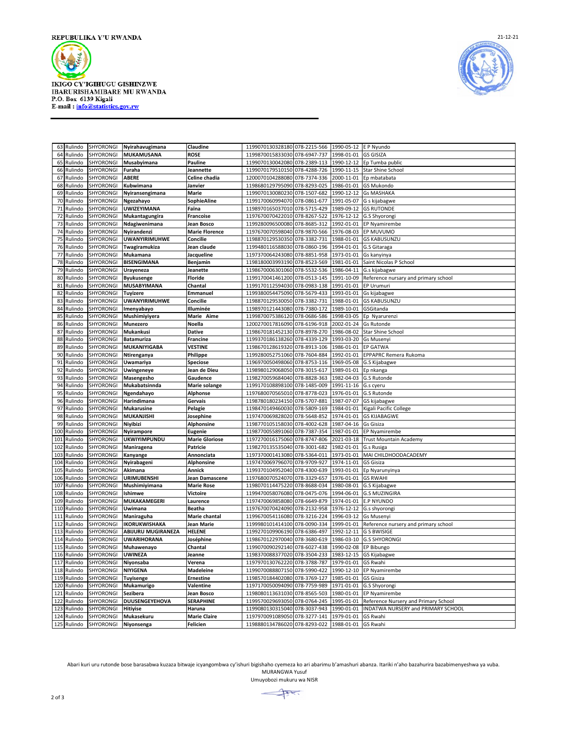REPUBULIKA Y'U RWANDA

IKIGO CY'IGIHUGU GISHINZWE
IBARURISHAMIBARE MU RWANDA
P.O. Box 6139 Kigali
E-mail : info@statistics.gov.rw

21-12-21

| | | | | | | | | |
|---|---|---|---|---|---|---|---|---|
| 63 | Rulindo | SHYORONGI | Nyirahavugimana | Claudine | 1199070130328180 | 078-2215-566 | 1990-05-12 | E P Nyundo |
| 64 | Rulindo | SHYORONGI | MUKAMUSANA | ROSE | 1199870015833030 | 078-6947-737 | 1998-01-01 | GS GISIZA |
| 65 | Rulindo | SHYORONGI | Musabyimana | Pauline | 1199070130042080 | 078-2389-113 | 1990-12-12 | Ep Tumba public |
| 66 | Rulindo | SHYORONGI | Furaha | Jeannette | 1199070179510150 | 078-4288-726 | 1990-11-15 | Star Shine School |
| 67 | Rulindo | SHYORONGI | ABERE | Celine chadia | 1200070104288080 | 078-7374-336 | 2000-11-01 | Ep mbatabata |
| 68 | Rulindo | SHYORONGI | Kubwimana | Janvier | 1198680129795090 | 078-8293-025 | 1986-01-01 | GS Mukondo |
| 69 | Rulindo | SHYORONGI | Nyiransengimana | Marie | 1199070130080230 | 078-1507-682 | 1990-12-12 | Gs MASHAKA |
| 70 | Rulindo | SHYORONGI | Ngezahayo | SophieAline | 1199170060994070 | 078-0861-677 | 1991-05-07 | G s kijabagwe |
| 71 | Rulindo | SHYORONGI | UWIZEYIMANA | Faïna | 1198970165037010 | 078-5715-429 | 1989-09-12 | GS RUTONDE |
| 72 | Rulindo | SHYORONGI | Mukantagungira | Francoise | 1197670070422010 | 078-8267-522 | 1976-12-12 | G.S Shyorongi |
| 73 | Rulindo | SHYORONGI | Ndagiwenimana | Jean Bosco | 1199280096500080 | 078-8685-312 | 1992-01-01 | EP Nyamirembe |
| 74 | Rulindo | SHYORONGI | Nyirandenzi | Marie Florence | 1197670070598040 | 078-9870-566 | 1976-08-03 | EP MUVUMO |
| 75 | Rulindo | SHYORONGI | UWANYIRIMUHWE | Concilie | 1198870129530350 | 078-3382-731 | 1988-01-01 | GS KABUSUNZU |
| 76 | Rulindo | SHYORONGI | Twagiramukiza | Jean claude | 1199480116588030 | 078-0860-196 | 1994-01-01 | G.S Gitaraga |
| 77 | Rulindo | SHYORONGI | Mukamana | Jacqueline | 1197370064243080 | 078-8851-958 | 1973-01-01 | Gs kanyinya |
| 78 | Rulindo | SHYORONGI | BISENGIMANA | Benjamin | 1198180003993190 | 078-8523-569 | 1981-01-01 | Saint Nicolas P School |
| 79 | Rulindo | SHYORONGI | Urayeneza | Jeanette | 1198670006301060 | 078-5532-536 | 1986-04-11 | G.s kijabagwe |
| 80 | Rulindo | SHYORONGI | Byukusenge | Floride | 1199170041461200 | 078-0513-145 | 1991-10-09 | Reference nursary and primary school |
| 81 | Rulindo | SHYORONGI | MUSABYIMANA | Chantal | 1199170112594030 | 078-0983-138 | 1991-01-01 | EP Urumuri |
| 82 | Rulindo | SHYORONGI | Tuyizere | Emmanuel | 1199380054475090 | 078-5679-433 | 1993-01-01 | Gs kijabagwe |
| 83 | Rulindo | SHYORONGI | UWANYIRIMUHWE | Concilie | 1198870129530050 | 078-3382-731 | 1988-01-01 | GS KABUSUNZU |
| 84 | Rulindo | SHYORONGI | Imenyabayo | Illuminée | 1198970121443080 | 078-7380-172 | 1989-10-01 | GSGitanda |
| 85 | Rulindo | SHYORONGI | Mushimiyiyera | Marie Aime | 1199870075386120 | 078-0686-586 | 1998-03-05 | Ep Nyarurenzi |
| 86 | Rulindo | SHYORONGI | Munezero | Noella | 1200270017816090 | 078-6196-918 | 2002-01-24 | Gs Rutonde |
| 87 | Rulindo | SHYORONGI | Mukankusi | Dative | 1198670181452130 | 078-8978-270 | 1986-08-02 | Star Shine School |
| 88 | Rulindo | SHYORONGI | Batamuriza | Francine | 1199370186138260 | 078-4339-129 | 1993-03-20 | Gs Musenyi |
| 89 | Rulindo | SHYORONGI | MUKANIYIGABA | VESTINE | 1198670128619320 | 078-8913-106 | 1986-01-01 | EP GATWA |
| 90 | Rulindo | SHYORONGI | Ntirenganya | Philippe | 1199280052751060 | 078-7604-884 | 1992-01-01 | EPPAPRC Remera Rukoma |
| 91 | Rulindo | SHYORONGI | Uwamariya | Speciose | 1196970050498060 | 078-8753-116 | 1969-05-08 | G.S Kijabagwe |
| 92 | Rulindo | SHYORONGI | Uwingeneye | Jean de Dieu | 1198980129068050 | 078-3015-617 | 1989-01-01 | Ep nkanga |
| 93 | Rulindo | SHYORONGI | Masengesho | Gaudence | 1198270059684040 | 078-8828-363 | 1982-04-03 | G.S Rutonde |
| 94 | Rulindo | SHYORONGI | Mukabatsinnda | Marie solange | 1199170108898100 | 078-1485-009 | 1991-11-16 | G.s cyeru |
| 95 | Rulindo | SHYORONGI | Ngendahayo | Alphonse | 1197680070565010 | 078-8778-023 | 1976-01-01 | G.S Rutonde |
| 96 | Rulindo | SHYORONGI | Harindimana | Gervais | 1198780180234150 | 078-5707-881 | 1987-07-07 | GS kijabagwe |
| 97 | Rulindo | SHYORONGI | Mukarusine | Pelagie | 1198470149460030 | 078-5809-169 | 1984-01-01 | Kigali Pacific College |
| 98 | Rulindo | SHYORONGI | MUKANJISHI | Josephine | 1197470069828020 | 078-5648-852 | 1974-01-01 | GS KIJABAGWE |
| 99 | Rulindo | SHYORONGI | Niyibizi | Alphonsine | 1198770105158030 | 078-4002-628 | 1987-04-16 | Gs Gisiza |
| 100 | Rulindo | SHYORONGI | Nyirampore | Eugenie | 1198770055891060 | 078-7387-354 | 1987-01-01 | EP Nyamirembe |
| 101 | Rulindo | SHYORONGI | UKWIYIMPUNDU | Marie Gloriose | 1197270016175060 | 078-8747-806 | 2021-03-18 | Trust Mountain Academy |
| 102 | Rulindo | SHYORONGI | Maniragena | Patricie | 1198270135535040 | 078-3001-682 | 1982-01-01 | G.s Rusiga |
| 103 | Rulindo | SHYORONGI | Kanyange | Annonciata | 1197370001413080 | 078-5364-011 | 1973-01-01 | MAI CHILDHOODACADEMY |
| 104 | Rulindo | SHYORONGI | Nyirabageni | Alphonsine | 1197470069796070 | 078-9709-927 | 1974-11-01 | GS Gisiza |
| 105 | Rulindo | SHYORONGI | Akimana | Annick | 1199370104952040 | 078-4300-639 | 1993-01-01 | Ep Nyarunyinya |
| 106 | Rulindo | SHYORONGI | URIMUBENSHI | Jean Damascene | 1197680070524070 | 078-3329-657 | 1976-01-01 | GS RWAHI |
| 107 | Rulindo | SHYORONGI | Mushimiyimana | Marie Rose | 1198070114475220 | 078-8688-034 | 1980-08-01 | G.S Kijabagwe |
| 108 | Rulindo | SHYORONGI | Ishimwe | Victoire | 1199470058076080 | 078-0475-076 | 1994-06-01 | G.S MUZINGIRA |
| 109 | Rulindo | SHYORONGI | MUKAKAMEGERI | Laurence | 1197470069858080 | 078-6649-879 | 1974-01-01 | E.P NYUNDO |
| 110 | Rulindo | SHYORONGI | Uwimana | Beatha | 1197670070424090 | 078-2132-958 | 1976-12-12 | G.s shyorongi |
| 111 | Rulindo | SHYORONGI | Maniraguha | Marie chantal | 1199670054116080 | 078-3216-224 | 1996-03-12 | Gs Musenyi |
| 112 | Rulindo | SHYORONGI | IKORUKWISHAKA | Jean Marie | 1199980101414100 | 078-0090-334 | 1999-01-01 | Reference nursery and primary school |
| 113 | Rulindo | SHYORONGI | ABIJURU MUGIRANEZA | HELENE | 1199270109906190 | 078-6386-497 | 1992-12-11 | G S BWISIGE |
| 114 | Rulindo | SHYORONGI | UWARIHORANA | Joséphine | 1198670122970040 | 078-3680-619 | 1986-03-10 | G.S SHYORONGI |
| 115 | Rulindo | SHYORONGI | Muhawenayo | Chantal | 1199070090292140 | 078-6027-438 | 1990-02-08 | EP Bibungo |
| 116 | Rulindo | SHYORONGI | UWINEZA | Jeanne | 1198370088377020 | 078-3504-233 | 1983-12-15 | GS Kijabagwe |
| 117 | Rulindo | SHYORONGI | Niyonsaba | Verena | 1197970130762220 | 078-3788-787 | 1979-01-01 | GS Rwahi |
| 118 | Rulindo | SHYORONGI | NIYIGENA | Madeleine | 1199070088807150 | 078-5990-422 | 1990-12-10 | EP Nyamirembe |
| 119 | Rulindo | SHYORONGI | Tuyisenge | Ernestine | 1198570184402080 | 078-3769-127 | 1985-01-01 | GS Gisiza |
| 120 | Rulindo | SHYORONGI | Mukamurigo | Valentine | 1197170050094090 | 078-7759-989 | 1971-01-01 | G.S Shyorongi |
| 121 | Rulindo | SHYORONGI | Sezibera | Jean Bosco | 1198080113631030 | 078-8565-503 | 1980-01-01 | EP Nyamirembe |
| 122 | Rulindo | SHYORONGI | DUUSENGEYEHOVA | SERAPHINE | 1199570029693050 | 078-0764-245 | 1995-01-01 | Reference Nursery and Primary School |
| 123 | Rulindo | SHYORONGI | Hitiyise | Haruna | 1199080130315040 | 078-3037-943 | 1990-01-01 | INDATWA NURSERY and PRIMARY SCHOOL |
| 124 | Rulindo | SHYORONGI | Mukasekuru | Marie Claire | 1197970091089050 | 078-3277-141 | 1979-01-01 | GS Rwahi |
| 125 | Rulindo | SHYORONGI | Niyonsenga | Felicien | 1198880134786020 | 078-8293-022 | 1988-01-01 | GS Rwahi |

Abari kuri uru rutonde bose barasabwa kuzaza bitwaje icyangombwa cy'ishuri bigishaho cyemeza ko ari abarimu b'amashuri abanza. Itariki n'aho bazahurira bazabimenyeshwa ya vuba.

MURANGWA Yusuf

Umuyobozi mukuru wa NISR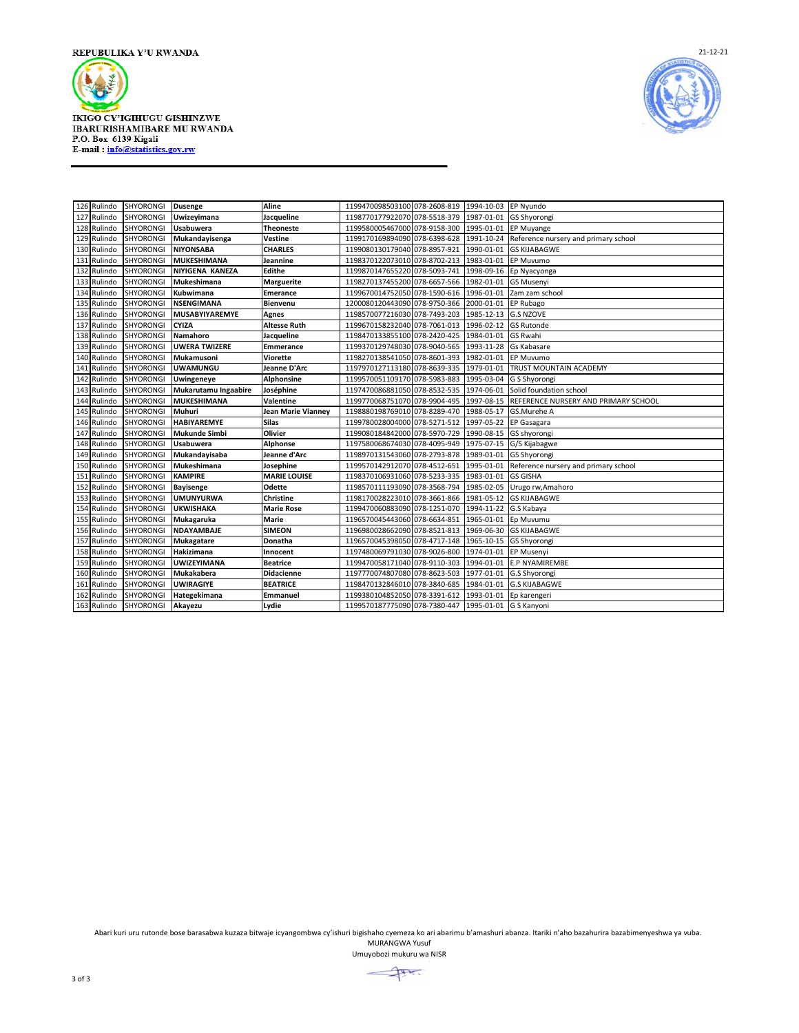REPUBULIKA Y'U RWANDA

IKIGO CY'IGIHUGU GISHINZWE
IBARURISHAMIBARE MU RWANDA
P.O. Box 6139 Kigali
E-mail : info@statistics.gov.rw

21-12-21

| | | | | | | | | |
|---|---|---|---|---|---|---|---|---|
| 126 | Rulindo | SHYORONGI | **Dusenge** | **Aline** | 1199470098503100 | 078-2608-819 | 1994-10-03 | EP Nyundo |
| 127 | Rulindo | SHYORONGI | **Uwizeyimana** | **Jacqueline** | 1198770177922070 | 078-5518-379 | 1987-01-01 | GS Shyorongi |
| 128 | Rulindo | SHYORONGI | **Usabuwera** | **Theoneste** | 1199580005467000 | 078-9158-300 | 1995-01-01 | EP Muyange |
| 129 | Rulindo | SHYORONGI | **Mukandayisenga** | **Vestine** | 1199170169894090 | 078-6398-628 | 1991-10-24 | Reference nursery and primary school |
| 130 | Rulindo | SHYORONGI | **NIYONSABA** | **CHARLES** | 1199080130179040 | 078-8957-921 | 1990-01-01 | GS KIJABAGWE |
| 131 | Rulindo | SHYORONGI | **MUKESHIMANA** | **Jeannine** | 1198370122073010 | 078-8702-213 | 1983-01-01 | EP Muvumo |
| 132 | Rulindo | SHYORONGI | **NIYIGENA KANEZA** | **Edithe** | 1199870147655220 | 078-5093-741 | 1998-09-16 | Ep Nyacyonga |
| 133 | Rulindo | SHYORONGI | **Mukeshimana** | **Marguerite** | 1198270137455200 | 078-6657-566 | 1982-01-01 | GS Musenyi |
| 134 | Rulindo | SHYORONGI | **Kubwimana** | **Emerance** | 1199670014752050 | 078-1590-616 | 1996-01-01 | Zam zam school |
| 135 | Rulindo | SHYORONGI | **NSENGIMANA** | **Bienvenu** | 1200080120443090 | 078-9750-366 | 2000-01-01 | EP Rubago |
| 136 | Rulindo | SHYORONGI | **MUSABYIYAREMYE** | **Agnes** | 1198570077216030 | 078-7493-203 | 1985-12-13 | G.S NZOVE |
| 137 | Rulindo | SHYORONGI | **CYIZA** | **Altesse Ruth** | 1199670158232040 | 078-7061-013 | 1996-02-12 | GS Rutonde |
| 138 | Rulindo | SHYORONGI | **Namahoro** | **Jacqueline** | 1198470133855100 | 078-2420-425 | 1984-01-01 | GS Rwahi |
| 139 | Rulindo | SHYORONGI | **UWERA TWIZERE** | **Emmerance** | 1199370129748030 | 078-9040-565 | 1993-11-28 | Gs Kabasare |
| 140 | Rulindo | SHYORONGI | **Mukamusoni** | **Viorette** | 1198270138541050 | 078-8601-393 | 1982-01-01 | EP Muvumo |
| 141 | Rulindo | SHYORONGI | **UWAMUNGU** | **Jeanne D'Arc** | 1197970127113180 | 078-8639-335 | 1979-01-01 | TRUST MOUNTAIN ACADEMY |
| 142 | Rulindo | SHYORONGI | **Uwingeneye** | **Alphonsine** | 1199570051109170 | 078-5983-883 | 1995-03-04 | G S Shyorongi |
| 143 | Rulindo | SHYORONGI | **Mukarutamu Ingaabire** | **Joséphine** | 1197470086881050 | 078-8532-535 | 1974-06-01 | Solid foundation school |
| 144 | Rulindo | SHYORONGI | **MUKESHIMANA** | **Valentine** | 1199770068751070 | 078-9904-495 | 1997-08-15 | REFERENCE NURSERY AND PRIMARY SCHOOL |
| 145 | Rulindo | SHYORONGI | **Muhuri** | **Jean Marie Vianney** | 1198880198769010 | 078-8289-470 | 1988-05-17 | GS.Murehe A |
| 146 | Rulindo | SHYORONGI | **HABIYAREMYE** | **Silas** | 1199780028004000 | 078-5271-512 | 1997-05-22 | EP Gasagara |
| 147 | Rulindo | SHYORONGI | **Mukunde Simbi** | **Olivier** | 1199080184842000 | 078-5970-729 | 1990-08-15 | GS shyorongi |
| 148 | Rulindo | SHYORONGI | **Usabuwera** | **Alphonse** | 1197580068674030 | 078-4095-949 | 1975-07-15 | G/S Kijabagwe |
| 149 | Rulindo | SHYORONGI | **Mukandayisaba** | **Jeanne d'Arc** | 1198970131543060 | 078-2793-878 | 1989-01-01 | GS Shyorongi |
| 150 | Rulindo | SHYORONGI | **Mukeshimana** | **Josephine** | 1199570142912070 | 078-4512-651 | 1995-01-01 | Reference nursery and primary school |
| 151 | Rulindo | SHYORONGI | **KAMPIRE** | **MARIE LOUISE** | 1198370106931060 | 078-5233-335 | 1983-01-01 | GS GISHA |
| 152 | Rulindo | SHYORONGI | **Bayisenge** | **Odette** | 1198570111193090 | 078-3568-794 | 1985-02-05 | Urugo rw,Amahoro |
| 153 | Rulindo | SHYORONGI | **UMUNYURWA** | **Christine** | 1198170028223010 | 078-3661-866 | 1981-05-12 | GS KIJABAGWE |
| 154 | Rulindo | SHYORONGI | **UKWISHAKA** | **Marie Rose** | 1199470060883090 | 078-1251-070 | 1994-11-22 | G.S Kabaya |
| 155 | Rulindo | SHYORONGI | **Mukagaruka** | **Marie** | 1196570045443060 | 078-6634-851 | 1965-01-01 | Ep Muvumu |
| 156 | Rulindo | SHYORONGI | **NDAYAMBAJE** | **SIMEON** | 1196980028662090 | 078-8521-813 | 1969-06-30 | GS KIJABAGWE |
| 157 | Rulindo | SHYORONGI | **Mukagatare** | **Donatha** | 1196570045398050 | 078-4717-148 | 1965-10-15 | GS Shyorongi |
| 158 | Rulindo | SHYORONGI | **Hakizimana** | **Innocent** | 1197480069791030 | 078-9026-800 | 1974-01-01 | EP Musenyi |
| 159 | Rulindo | SHYORONGI | **UWIZEYIMANA** | **Beatrice** | 1199470058171040 | 078-9110-303 | 1994-01-01 | E.P NYAMIREMBE |
| 160 | Rulindo | SHYORONGI | **Mukakabera** | **Didacienne** | 1197770074807080 | 078-8623-503 | 1977-01-01 | G.S Shyorongi |
| 161 | Rulindo | SHYORONGI | **UWIRAGIYE** | **BEATRICE** | 1198470132846010 | 078-3840-685 | 1984-01-01 | G.S KIJABAGWE |
| 162 | Rulindo | SHYORONGI | **Hategekimana** | **Emmanuel** | 1199380104852050 | 078-3391-612 | 1993-01-01 | Ep karengeri |
| 163 | Rulindo | SHYORONGI | **Akayezu** | **Lydie** | 1199570187775090 | 078-7380-447 | 1995-01-01 | G S Kanyoni |

Abari kuri uru rutonde bose barasabwa kuzaza bitwaje icyangombwa cy'ishuri bigishaho cyemeza ko ari abarimu b'amashuri abanza. Itariki n'aho bazahurira bazabimenyeshwa ya vuba.

MURANGWA Yusuf

Umuyobozi mukuru wa NISR